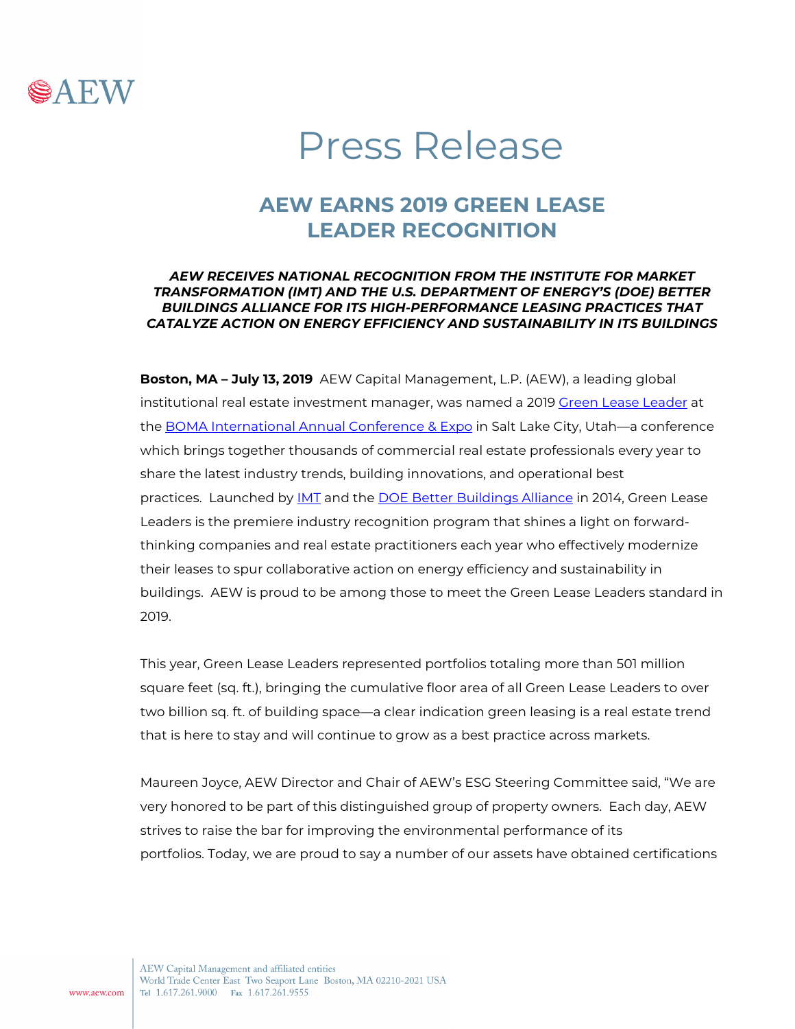# Press Release

## AEW EARNS 2019 GREEN LEASE LEADER RECOGNITION

***AEW RECEIVES NATIONAL RECOGNITION FROM THE INSTITUTE FOR MARKET TRANSFORMATION (IMT) AND THE U.S. DEPARTMENT OF ENERGY'S (DOE) BETTER BUILDINGS ALLIANCE FOR ITS HIGH-PERFORMANCE LEASING PRACTICES THAT CATALYZE ACTION ON ENERGY EFFICIENCY AND SUSTAINABILITY IN ITS BUILDINGS***

**Boston, MA – July 13, 2019** AEW Capital Management, L.P. (AEW), a leading global institutional real estate investment manager, was named a 2019 Green Lease Leader at the BOMA International Annual Conference & Expo in Salt Lake City, Utah—a conference which brings together thousands of commercial real estate professionals every year to share the latest industry trends, building innovations, and operational best practices. Launched by IMT and the DOE Better Buildings Alliance in 2014, Green Lease Leaders is the premiere industry recognition program that shines a light on forward-thinking companies and real estate practitioners each year who effectively modernize their leases to spur collaborative action on energy efficiency and sustainability in buildings. AEW is proud to be among those to meet the Green Lease Leaders standard in 2019.

This year, Green Lease Leaders represented portfolios totaling more than 501 million square feet (sq. ft.), bringing the cumulative floor area of all Green Lease Leaders to over two billion sq. ft. of building space—a clear indication green leasing is a real estate trend that is here to stay and will continue to grow as a best practice across markets.

Maureen Joyce, AEW Director and Chair of AEW's ESG Steering Committee said, "We are very honored to be part of this distinguished group of property owners. Each day, AEW strives to raise the bar for improving the environmental performance of its portfolios. Today, we are proud to say a number of our assets have obtained certifications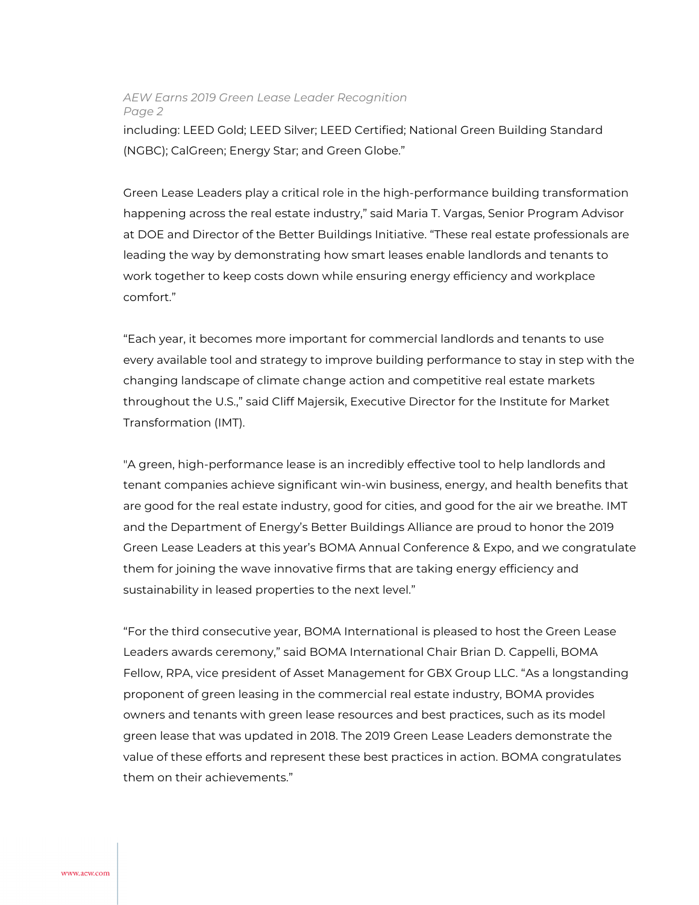including: LEED Gold; LEED Silver; LEED Certified; National Green Building Standard (NGBC); CalGreen; Energy Star; and Green Globe."

Green Lease Leaders play a critical role in the high-performance building transformation happening across the real estate industry," said Maria T. Vargas, Senior Program Advisor at DOE and Director of the Better Buildings Initiative. "These real estate professionals are leading the way by demonstrating how smart leases enable landlords and tenants to work together to keep costs down while ensuring energy efficiency and workplace comfort."

"Each year, it becomes more important for commercial landlords and tenants to use every available tool and strategy to improve building performance to stay in step with the changing landscape of climate change action and competitive real estate markets throughout the U.S.," said Cliff Majersik, Executive Director for the Institute for Market Transformation (IMT).

"A green, high-performance lease is an incredibly effective tool to help landlords and tenant companies achieve significant win-win business, energy, and health benefits that are good for the real estate industry, good for cities, and good for the air we breathe. IMT and the Department of Energy's Better Buildings Alliance are proud to honor the 2019 Green Lease Leaders at this year's BOMA Annual Conference & Expo, and we congratulate them for joining the wave innovative firms that are taking energy efficiency and sustainability in leased properties to the next level."

"For the third consecutive year, BOMA International is pleased to host the Green Lease Leaders awards ceremony," said BOMA International Chair Brian D. Cappelli, BOMA Fellow, RPA, vice president of Asset Management for GBX Group LLC. "As a longstanding proponent of green leasing in the commercial real estate industry, BOMA provides owners and tenants with green lease resources and best practices, such as its model green lease that was updated in 2018. The 2019 Green Lease Leaders demonstrate the value of these efforts and represent these best practices in action. BOMA congratulates them on their achievements."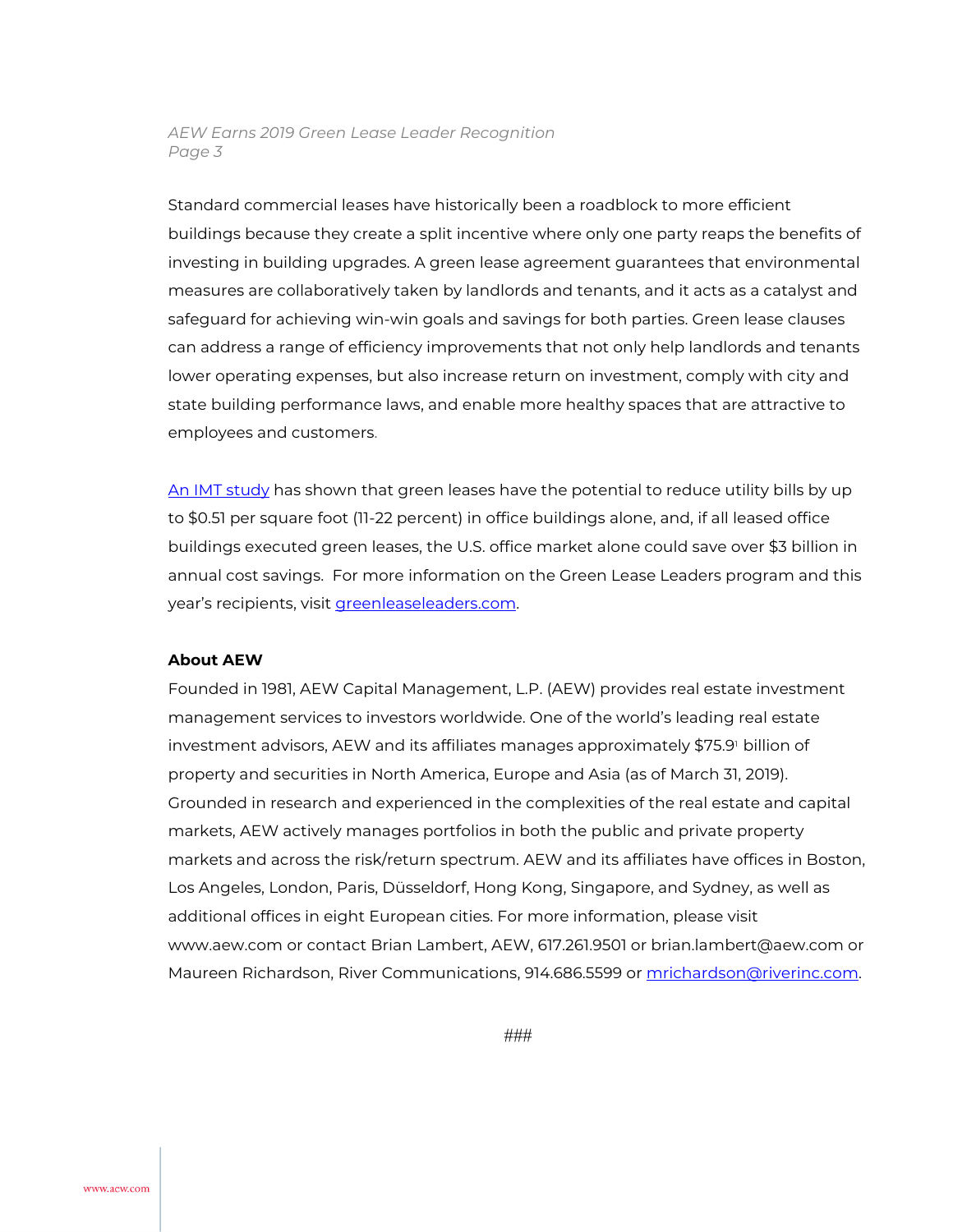Standard commercial leases have historically been a roadblock to more efficient buildings because they create a split incentive where only one party reaps the benefits of investing in building upgrades. A green lease agreement guarantees that environmental measures are collaboratively taken by landlords and tenants, and it acts as a catalyst and safeguard for achieving win-win goals and savings for both parties. Green lease clauses can address a range of efficiency improvements that not only help landlords and tenants lower operating expenses, but also increase return on investment, comply with city and state building performance laws, and enable more healthy spaces that are attractive to employees and customers.

An IMT study has shown that green leases have the potential to reduce utility bills by up to $0.51 per square foot (11-22 percent) in office buildings alone, and, if all leased office buildings executed green leases, the U.S. office market alone could save over $3 billion in annual cost savings.  For more information on the Green Lease Leaders program and this year's recipients, visit greenleaseleaders.com.

**About AEW**

Founded in 1981, AEW Capital Management, L.P. (AEW) provides real estate investment management services to investors worldwide. One of the world's leading real estate investment advisors, AEW and its affiliates manages approximately $75.9[1] billion of property and securities in North America, Europe and Asia (as of March 31, 2019). Grounded in research and experienced in the complexities of the real estate and capital markets, AEW actively manages portfolios in both the public and private property markets and across the risk/return spectrum. AEW and its affiliates have offices in Boston, Los Angeles, London, Paris, Düsseldorf, Hong Kong, Singapore, and Sydney, as well as additional offices in eight European cities. For more information, please visit www.aew.com or contact Brian Lambert, AEW, 617.261.9501 or brian.lambert@aew.com or Maureen Richardson, River Communications, 914.686.5599 or mrichardson@riverinc.com.

###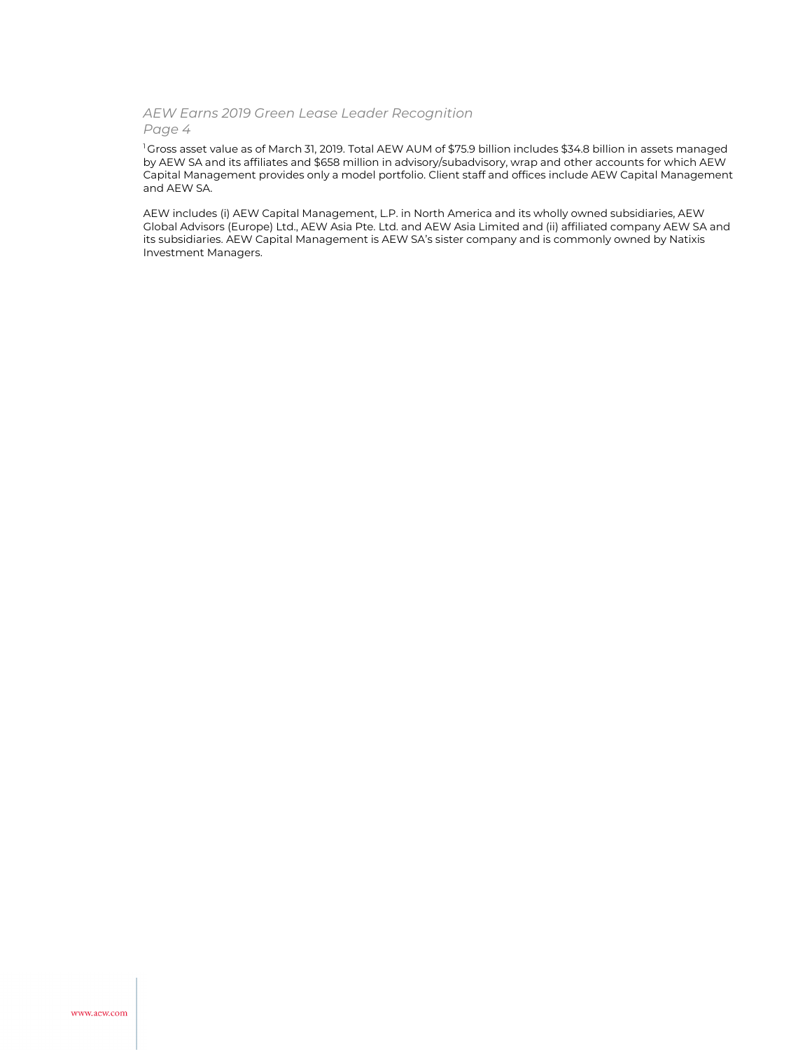[1] Gross asset value as of March 31, 2019. Total AEW AUM of $75.9 billion includes $34.8 billion in assets managed by AEW SA and its affiliates and $658 million in advisory/subadvisory, wrap and other accounts for which AEW Capital Management provides only a model portfolio. Client staff and offices include AEW Capital Management and AEW SA.

AEW includes (i) AEW Capital Management, L.P. in North America and its wholly owned subsidiaries, AEW Global Advisors (Europe) Ltd., AEW Asia Pte. Ltd. and AEW Asia Limited and (ii) affiliated company AEW SA and its subsidiaries. AEW Capital Management is AEW SA's sister company and is commonly owned by Natixis Investment Managers.